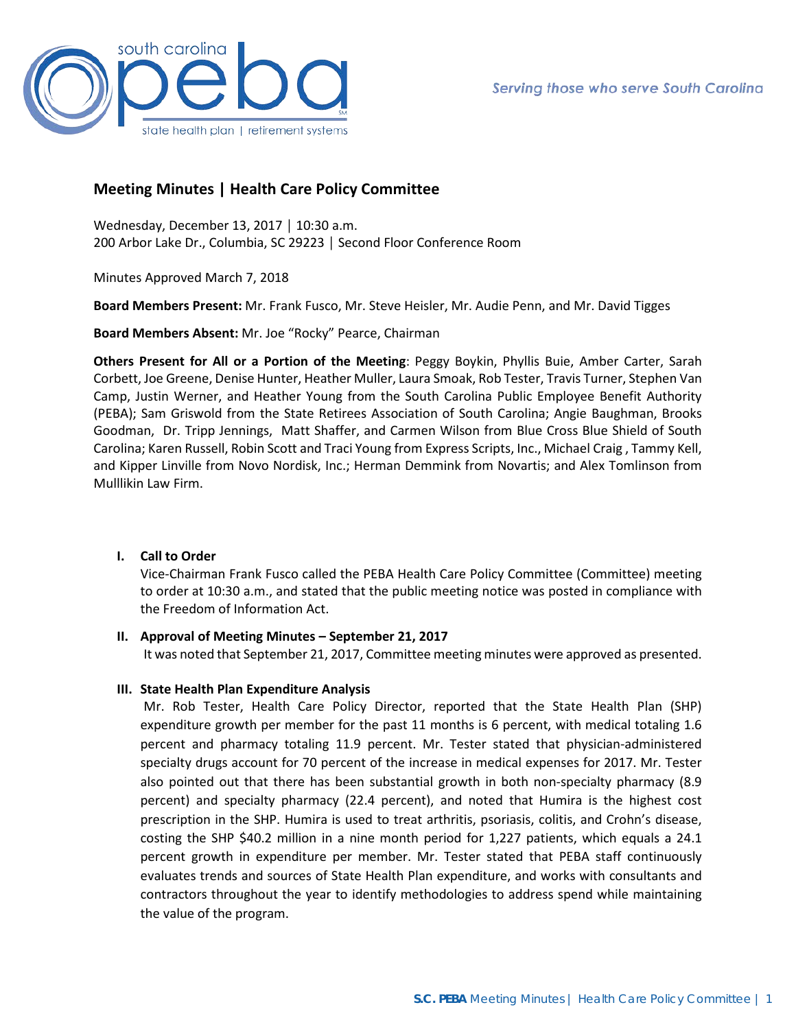# Meeting Minutes | Health Care Policy Committee

Wednesday, December 13, 2017 │ 10:30 a.m.
200 Arbor Lake Dr., Columbia, SC 29223 │ Second Floor Conference Room

Minutes Approved March 7, 2018

**Board Members Present:** Mr. Frank Fusco, Mr. Steve Heisler, Mr. Audie Penn, and Mr. David Tigges

**Board Members Absent:** Mr. Joe "Rocky" Pearce, Chairman

**Others Present for All or a Portion of the Meeting**: Peggy Boykin, Phyllis Buie, Amber Carter, Sarah Corbett, Joe Greene, Denise Hunter, Heather Muller, Laura Smoak, Rob Tester, Travis Turner, Stephen Van Camp, Justin Werner, and Heather Young from the South Carolina Public Employee Benefit Authority (PEBA); Sam Griswold from the State Retirees Association of South Carolina; Angie Baughman, Brooks Goodman, Dr. Tripp Jennings, Matt Shaffer, and Carmen Wilson from Blue Cross Blue Shield of South Carolina; Karen Russell, Robin Scott and Traci Young from Express Scripts, Inc., Michael Craig , Tammy Kell, and Kipper Linville from Novo Nordisk, Inc.; Herman Demmink from Novartis; and Alex Tomlinson from Mulllikin Law Firm.

## I. Call to Order

Vice-Chairman Frank Fusco called the PEBA Health Care Policy Committee (Committee) meeting to order at 10:30 a.m., and stated that the public meeting notice was posted in compliance with the Freedom of Information Act.

## II. Approval of Meeting Minutes – September 21, 2017

It was noted that September 21, 2017, Committee meeting minutes were approved as presented.

## III. State Health Plan Expenditure Analysis

Mr. Rob Tester, Health Care Policy Director, reported that the State Health Plan (SHP) expenditure growth per member for the past 11 months is 6 percent, with medical totaling 1.6 percent and pharmacy totaling 11.9 percent. Mr. Tester stated that physician-administered specialty drugs account for 70 percent of the increase in medical expenses for 2017. Mr. Tester also pointed out that there has been substantial growth in both non-specialty pharmacy (8.9 percent) and specialty pharmacy (22.4 percent), and noted that Humira is the highest cost prescription in the SHP. Humira is used to treat arthritis, psoriasis, colitis, and Crohn's disease, costing the SHP $40.2 million in a nine month period for 1,227 patients, which equals a 24.1 percent growth in expenditure per member. Mr. Tester stated that PEBA staff continuously evaluates trends and sources of State Health Plan expenditure, and works with consultants and contractors throughout the year to identify methodologies to address spend while maintaining the value of the program.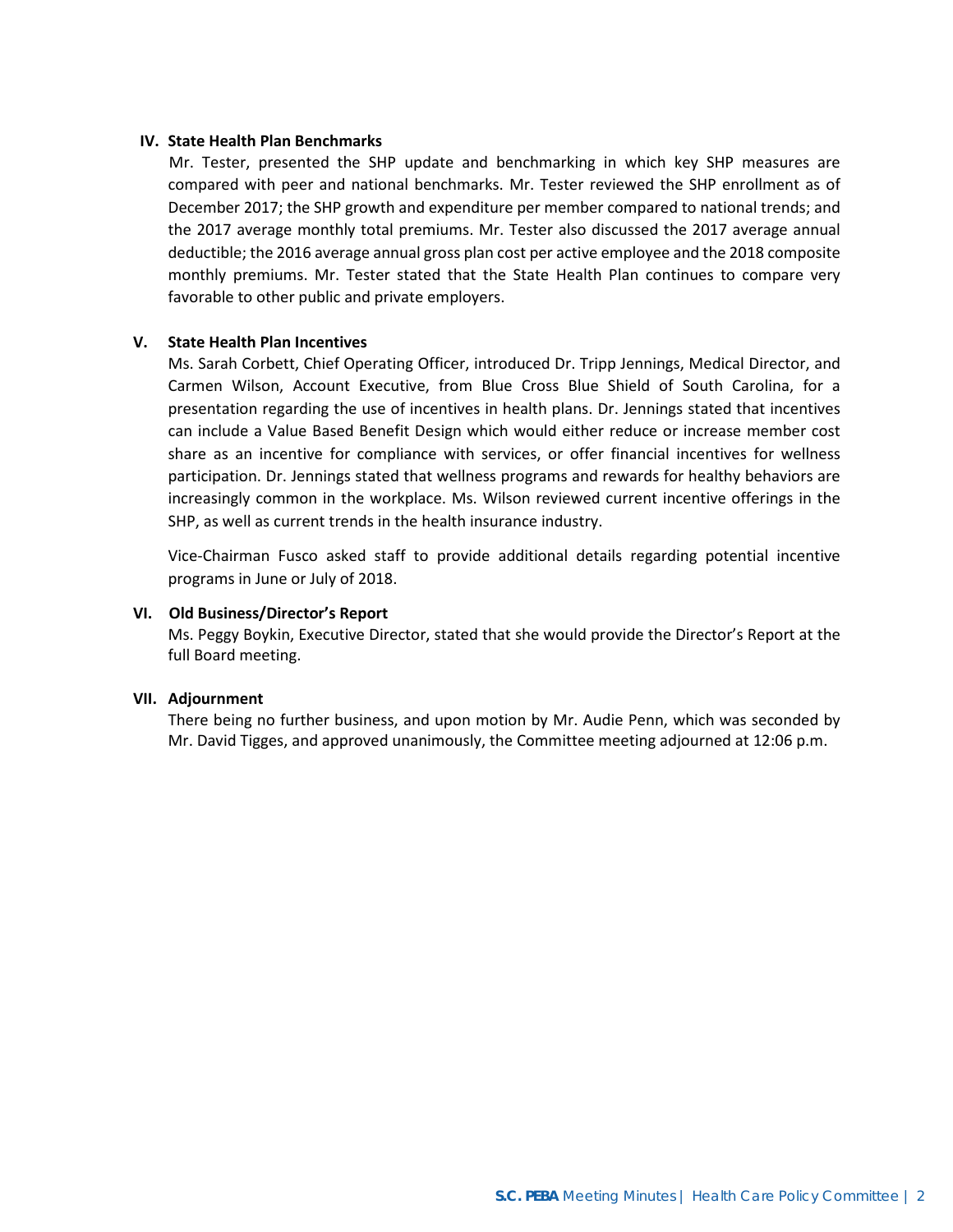## IV. State Health Plan Benchmarks

Mr. Tester, presented the SHP update and benchmarking in which key SHP measures are compared with peer and national benchmarks. Mr. Tester reviewed the SHP enrollment as of December 2017; the SHP growth and expenditure per member compared to national trends; and the 2017 average monthly total premiums. Mr. Tester also discussed the 2017 average annual deductible; the 2016 average annual gross plan cost per active employee and the 2018 composite monthly premiums. Mr. Tester stated that the State Health Plan continues to compare very favorable to other public and private employers.

## V. State Health Plan Incentives

Ms. Sarah Corbett, Chief Operating Officer, introduced Dr. Tripp Jennings, Medical Director, and Carmen Wilson, Account Executive, from Blue Cross Blue Shield of South Carolina, for a presentation regarding the use of incentives in health plans. Dr. Jennings stated that incentives can include a Value Based Benefit Design which would either reduce or increase member cost share as an incentive for compliance with services, or offer financial incentives for wellness participation. Dr. Jennings stated that wellness programs and rewards for healthy behaviors are increasingly common in the workplace. Ms. Wilson reviewed current incentive offerings in the SHP, as well as current trends in the health insurance industry.

Vice-Chairman Fusco asked staff to provide additional details regarding potential incentive programs in June or July of 2018.

## VI. Old Business/Director's Report

Ms. Peggy Boykin, Executive Director, stated that she would provide the Director's Report at the full Board meeting.

## VII. Adjournment

There being no further business, and upon motion by Mr. Audie Penn, which was seconded by Mr. David Tigges, and approved unanimously, the Committee meeting adjourned at 12:06 p.m.